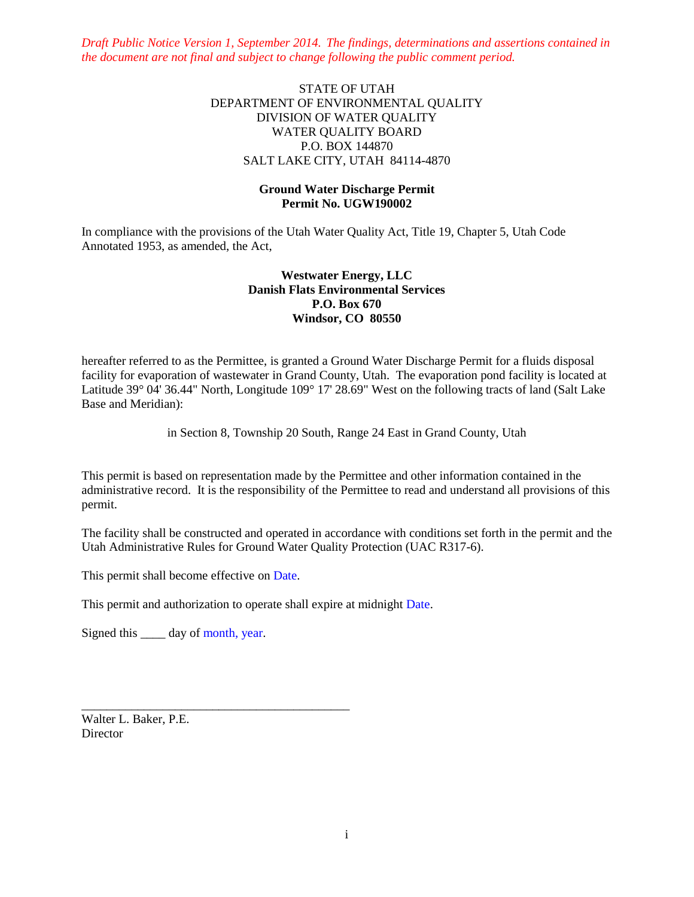*Draft Public Notice Version 1, September 2014. The findings, determinations and assertions contained in the document are not final and subject to change following the public comment period.*

STATE OF UTAH
DEPARTMENT OF ENVIRONMENTAL QUALITY
DIVISION OF WATER QUALITY
WATER QUALITY BOARD
P.O. BOX 144870
SALT LAKE CITY, UTAH 84114-4870

**Ground Water Discharge Permit**
**Permit No. UGW190002**

In compliance with the provisions of the Utah Water Quality Act, Title 19, Chapter 5, Utah Code Annotated 1953, as amended, the Act,

**Westwater Energy, LLC**
**Danish Flats Environmental Services**
**P.O. Box 670**
**Windsor, CO 80550**

hereafter referred to as the Permittee, is granted a Ground Water Discharge Permit for a fluids disposal facility for evaporation of wastewater in Grand County, Utah. The evaporation pond facility is located at Latitude 39° 04' 36.44" North, Longitude 109° 17' 28.69" West on the following tracts of land (Salt Lake Base and Meridian):

in Section 8, Township 20 South, Range 24 East in Grand County, Utah

This permit is based on representation made by the Permittee and other information contained in the administrative record. It is the responsibility of the Permittee to read and understand all provisions of this permit.

The facility shall be constructed and operated in accordance with conditions set forth in the permit and the Utah Administrative Rules for Ground Water Quality Protection (UAC R317-6).

This permit shall become effective on Date.

This permit and authorization to operate shall expire at midnight Date.

Signed this ____ day of month, year.

\_\_\_\_\_\_\_\_\_\_\_\_\_\_\_\_\_\_\_\_\_\_\_\_\_\_\_\_\_\_\_\_\_\_\_\_\_\_\_\_\_\_\_
Walter L. Baker, P.E.
Director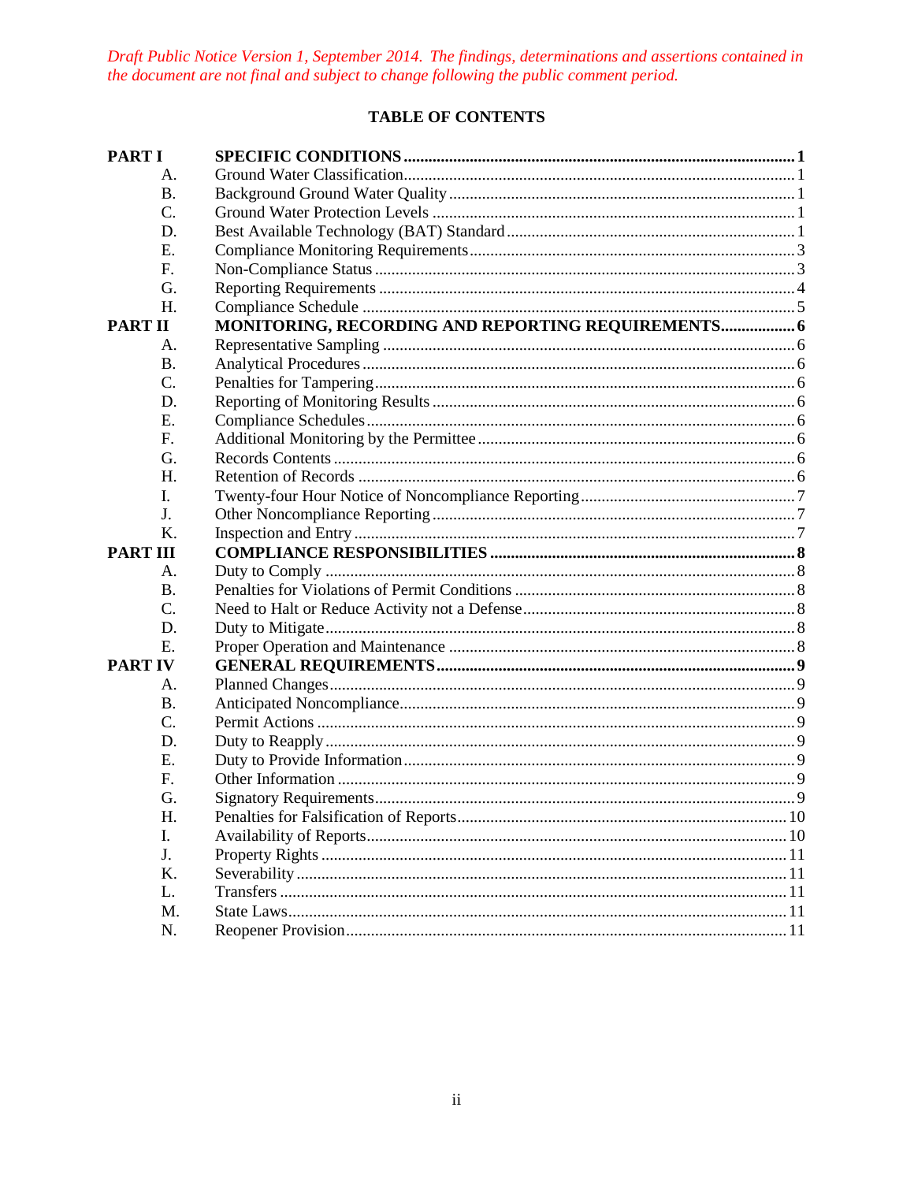*Draft Public Notice Version 1, September 2014. The findings, determinations and assertions contained in the document are not final and subject to change following the public comment period.*

## TABLE OF CONTENTS

| | | |
|---|---|---|
| **PART I** | **SPECIFIC CONDITIONS** | **1** |
| A. | Ground Water Classification | 1 |
| B. | Background Ground Water Quality | 1 |
| C. | Ground Water Protection Levels | 1 |
| D. | Best Available Technology (BAT) Standard | 1 |
| E. | Compliance Monitoring Requirements | 3 |
| F. | Non-Compliance Status | 3 |
| G. | Reporting Requirements | 4 |
| H. | Compliance Schedule | 5 |
| **PART II** | **MONITORING, RECORDING AND REPORTING REQUIREMENTS** | **6** |
| A. | Representative Sampling | 6 |
| B. | Analytical Procedures | 6 |
| C. | Penalties for Tampering | 6 |
| D. | Reporting of Monitoring Results | 6 |
| E. | Compliance Schedules | 6 |
| F. | Additional Monitoring by the Permittee | 6 |
| G. | Records Contents | 6 |
| H. | Retention of Records | 6 |
| I. | Twenty-four Hour Notice of Noncompliance Reporting | 7 |
| J. | Other Noncompliance Reporting | 7 |
| K. | Inspection and Entry | 7 |
| **PART III** | **COMPLIANCE RESPONSIBILITIES** | **8** |
| A. | Duty to Comply | 8 |
| B. | Penalties for Violations of Permit Conditions | 8 |
| C. | Need to Halt or Reduce Activity not a Defense | 8 |
| D. | Duty to Mitigate | 8 |
| E. | Proper Operation and Maintenance | 8 |
| **PART IV** | **GENERAL REQUIREMENTS** | **9** |
| A. | Planned Changes | 9 |
| B. | Anticipated Noncompliance | 9 |
| C. | Permit Actions | 9 |
| D. | Duty to Reapply | 9 |
| E. | Duty to Provide Information | 9 |
| F. | Other Information | 9 |
| G. | Signatory Requirements | 9 |
| H. | Penalties for Falsification of Reports | 10 |
| I. | Availability of Reports | 10 |
| J. | Property Rights | 11 |
| K. | Severability | 11 |
| L. | Transfers | 11 |
| M. | State Laws | 11 |
| N. | Reopener Provision | 11 |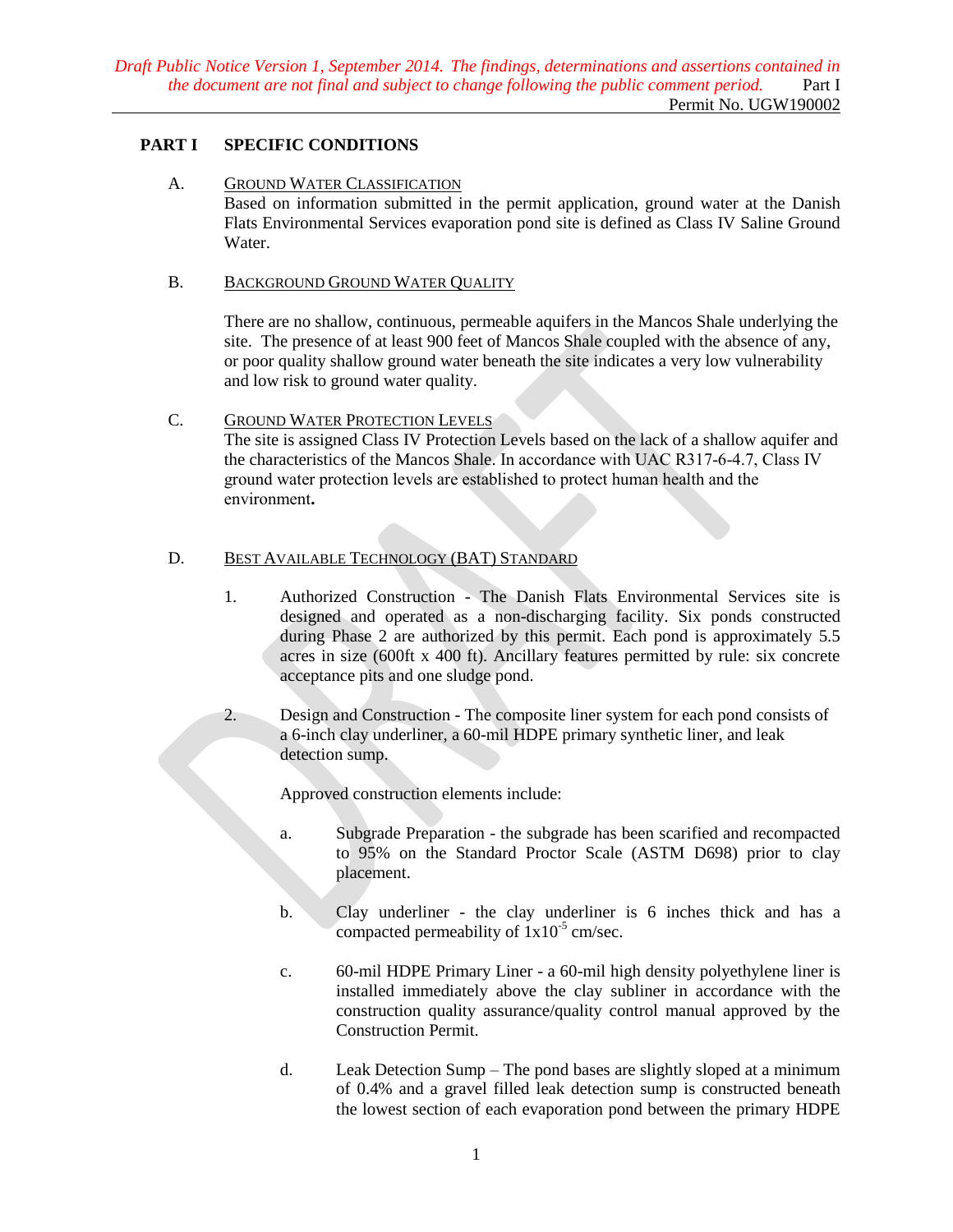# PART I SPECIFIC CONDITIONS

## A. GROUND WATER CLASSIFICATION

Based on information submitted in the permit application, ground water at the Danish Flats Environmental Services evaporation pond site is defined as Class IV Saline Ground Water.

## B. BACKGROUND GROUND WATER QUALITY

There are no shallow, continuous, permeable aquifers in the Mancos Shale underlying the site. The presence of at least 900 feet of Mancos Shale coupled with the absence of any, or poor quality shallow ground water beneath the site indicates a very low vulnerability and low risk to ground water quality.

## C. GROUND WATER PROTECTION LEVELS

The site is assigned Class IV Protection Levels based on the lack of a shallow aquifer and the characteristics of the Mancos Shale. In accordance with UAC R317-6-4.7, Class IV ground water protection levels are established to protect human health and the environment.

## D. BEST AVAILABLE TECHNOLOGY (BAT) STANDARD

1. Authorized Construction - The Danish Flats Environmental Services site is designed and operated as a non-discharging facility. Six ponds constructed during Phase 2 are authorized by this permit. Each pond is approximately 5.5 acres in size (600ft x 400 ft). Ancillary features permitted by rule: six concrete acceptance pits and one sludge pond.

2. Design and Construction - The composite liner system for each pond consists of a 6-inch clay underliner, a 60-mil HDPE primary synthetic liner, and leak detection sump.

   Approved construction elements include:

   a. Subgrade Preparation - the subgrade has been scarified and recompacted to 95% on the Standard Proctor Scale (ASTM D698) prior to clay placement.

   b. Clay underliner - the clay underliner is 6 inches thick and has a compacted permeability of $1x10^{-5}$ cm/sec.

   c. 60-mil HDPE Primary Liner - a 60-mil high density polyethylene liner is installed immediately above the clay subliner in accordance with the construction quality assurance/quality control manual approved by the Construction Permit.

   d. Leak Detection Sump – The pond bases are slightly sloped at a minimum of 0.4% and a gravel filled leak detection sump is constructed beneath the lowest section of each evaporation pond between the primary HDPE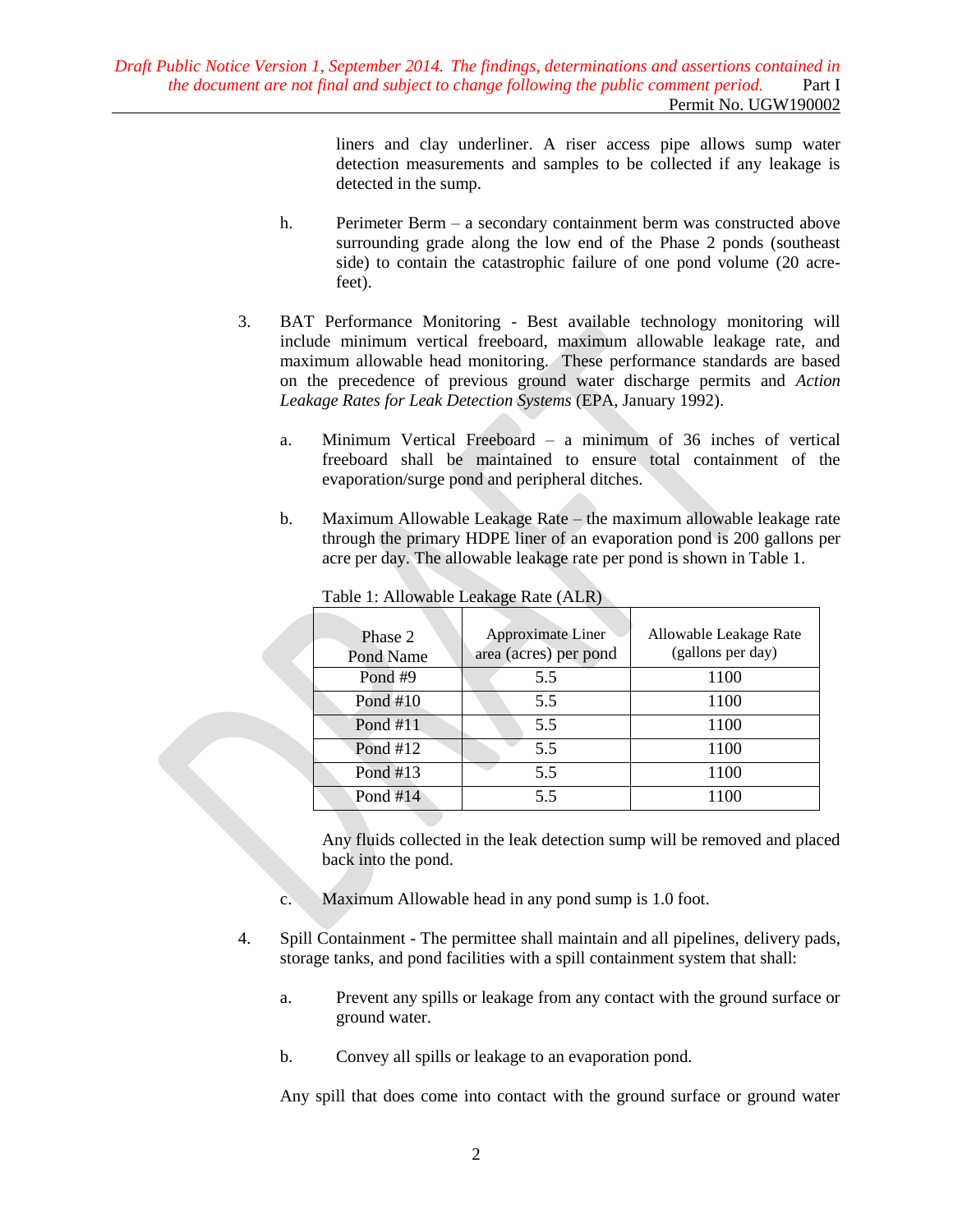liners and clay underliner. A riser access pipe allows sump water detection measurements and samples to be collected if any leakage is detected in the sump.

h. Perimeter Berm – a secondary containment berm was constructed above surrounding grade along the low end of the Phase 2 ponds (southeast side) to contain the catastrophic failure of one pond volume (20 acre-feet).

3. BAT Performance Monitoring - Best available technology monitoring will include minimum vertical freeboard, maximum allowable leakage rate, and maximum allowable head monitoring. These performance standards are based on the precedence of previous ground water discharge permits and *Action Leakage Rates for Leak Detection Systems* (EPA, January 1992).

   a. Minimum Vertical Freeboard – a minimum of 36 inches of vertical freeboard shall be maintained to ensure total containment of the evaporation/surge pond and peripheral ditches.

   b. Maximum Allowable Leakage Rate – the maximum allowable leakage rate through the primary HDPE liner of an evaporation pond is 200 gallons per acre per day. The allowable leakage rate per pond is shown in Table 1.

   Table 1: Allowable Leakage Rate (ALR)

| Phase 2 Pond Name | Approximate Liner area (acres) per pond | Allowable Leakage Rate (gallons per day) |
|---|---|---|
| Pond #9 | 5.5 | 1100 |
| Pond #10 | 5.5 | 1100 |
| Pond #11 | 5.5 | 1100 |
| Pond #12 | 5.5 | 1100 |
| Pond #13 | 5.5 | 1100 |
| Pond #14 | 5.5 | 1100 |

   Any fluids collected in the leak detection sump will be removed and placed back into the pond.

   c. Maximum Allowable head in any pond sump is 1.0 foot.

4. Spill Containment - The permittee shall maintain and all pipelines, delivery pads, storage tanks, and pond facilities with a spill containment system that shall:

   a. Prevent any spills or leakage from any contact with the ground surface or ground water.

   b. Convey all spills or leakage to an evaporation pond.

   Any spill that does come into contact with the ground surface or ground water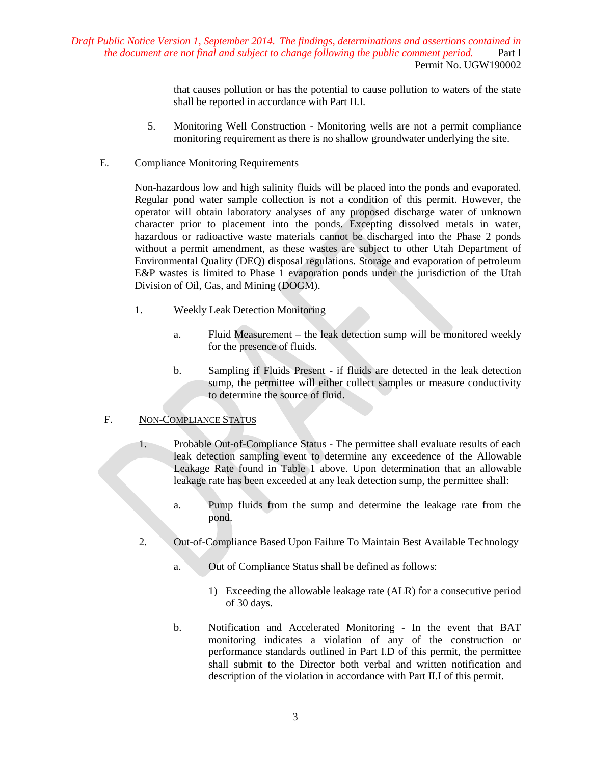that causes pollution or has the potential to cause pollution to waters of the state shall be reported in accordance with Part II.I.

5. Monitoring Well Construction - Monitoring wells are not a permit compliance monitoring requirement as there is no shallow groundwater underlying the site.

E. Compliance Monitoring Requirements

Non-hazardous low and high salinity fluids will be placed into the ponds and evaporated. Regular pond water sample collection is not a condition of this permit. However, the operator will obtain laboratory analyses of any proposed discharge water of unknown character prior to placement into the ponds. Excepting dissolved metals in water, hazardous or radioactive waste materials cannot be discharged into the Phase 2 ponds without a permit amendment, as these wastes are subject to other Utah Department of Environmental Quality (DEQ) disposal regulations. Storage and evaporation of petroleum E&P wastes is limited to Phase 1 evaporation ponds under the jurisdiction of the Utah Division of Oil, Gas, and Mining (DOGM).

1. Weekly Leak Detection Monitoring

   a. Fluid Measurement – the leak detection sump will be monitored weekly for the presence of fluids.

   b. Sampling if Fluids Present - if fluids are detected in the leak detection sump, the permittee will either collect samples or measure conductivity to determine the source of fluid.

F. <u>NON-COMPLIANCE STATUS</u>

1. Probable Out-of-Compliance Status - The permittee shall evaluate results of each leak detection sampling event to determine any exceedence of the Allowable Leakage Rate found in Table 1 above. Upon determination that an allowable leakage rate has been exceeded at any leak detection sump, the permittee shall:

   a. Pump fluids from the sump and determine the leakage rate from the pond.

2. Out-of-Compliance Based Upon Failure To Maintain Best Available Technology

   a. Out of Compliance Status shall be defined as follows:

      1) Exceeding the allowable leakage rate (ALR) for a consecutive period of 30 days.

   b. Notification and Accelerated Monitoring - In the event that BAT monitoring indicates a violation of any of the construction or performance standards outlined in Part I.D of this permit, the permittee shall submit to the Director both verbal and written notification and description of the violation in accordance with Part II.I of this permit.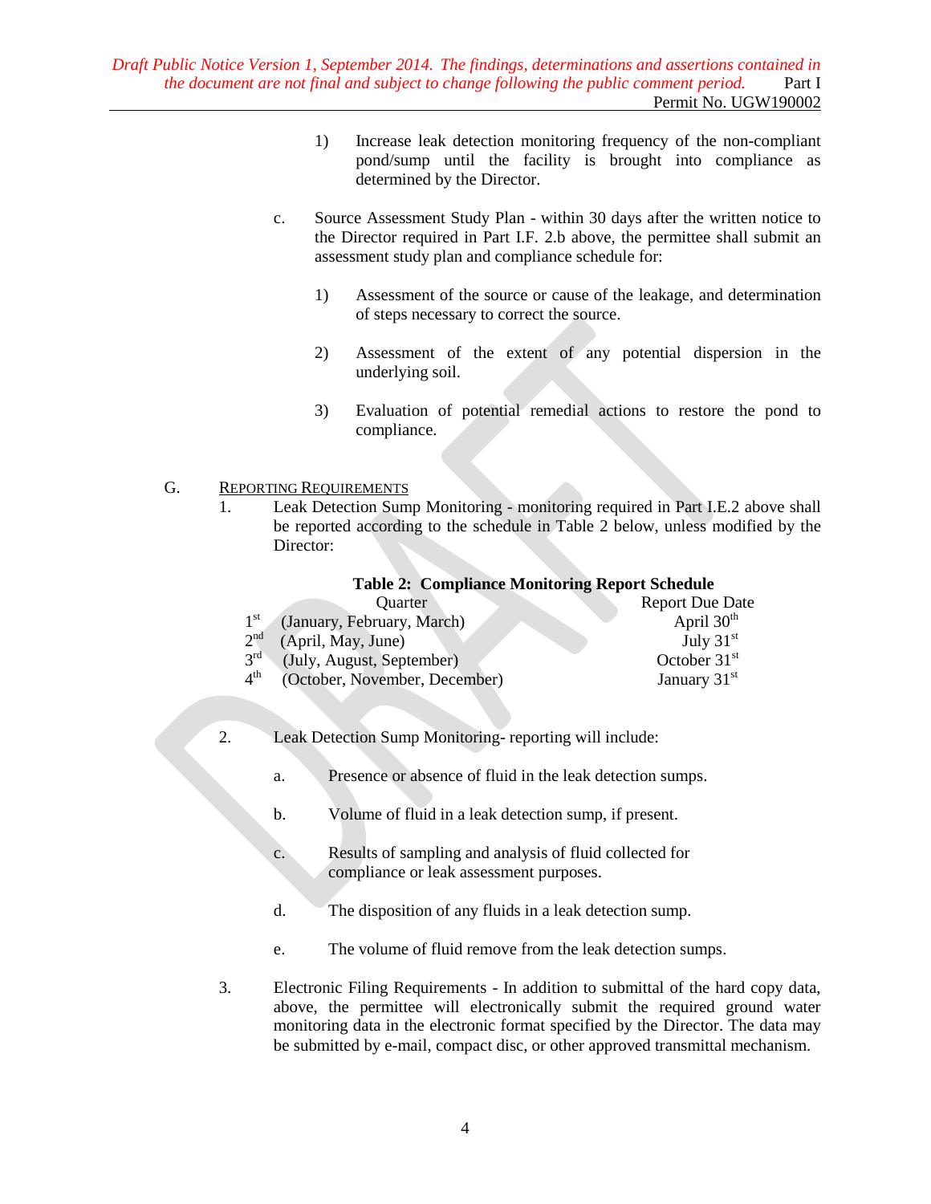1) Increase leak detection monitoring frequency of the non-compliant pond/sump until the facility is brought into compliance as determined by the Director.

c. Source Assessment Study Plan - within 30 days after the written notice to the Director required in Part I.F. 2.b above, the permittee shall submit an assessment study plan and compliance schedule for:

1) Assessment of the source or cause of the leakage, and determination of steps necessary to correct the source.

2) Assessment of the extent of any potential dispersion in the underlying soil.

3) Evaluation of potential remedial actions to restore the pond to compliance.

G. Reporting Requirements

1. Leak Detection Sump Monitoring - monitoring required in Part I.E.2 above shall be reported according to the schedule in Table 2 below, unless modified by the Director:

**Table 2: Compliance Monitoring Report Schedule**

| Quarter | Report Due Date |
|---|---|
| 1st (January, February, March) | April 30th |
| 2nd (April, May, June) | July 31st |
| 3rd (July, August, September) | October 31st |
| 4th (October, November, December) | January 31st |

2. Leak Detection Sump Monitoring- reporting will include:

a. Presence or absence of fluid in the leak detection sumps.

b. Volume of fluid in a leak detection sump, if present.

c. Results of sampling and analysis of fluid collected for compliance or leak assessment purposes.

d. The disposition of any fluids in a leak detection sump.

e. The volume of fluid remove from the leak detection sumps.

3. Electronic Filing Requirements - In addition to submittal of the hard copy data, above, the permittee will electronically submit the required ground water monitoring data in the electronic format specified by the Director. The data may be submitted by e-mail, compact disc, or other approved transmittal mechanism.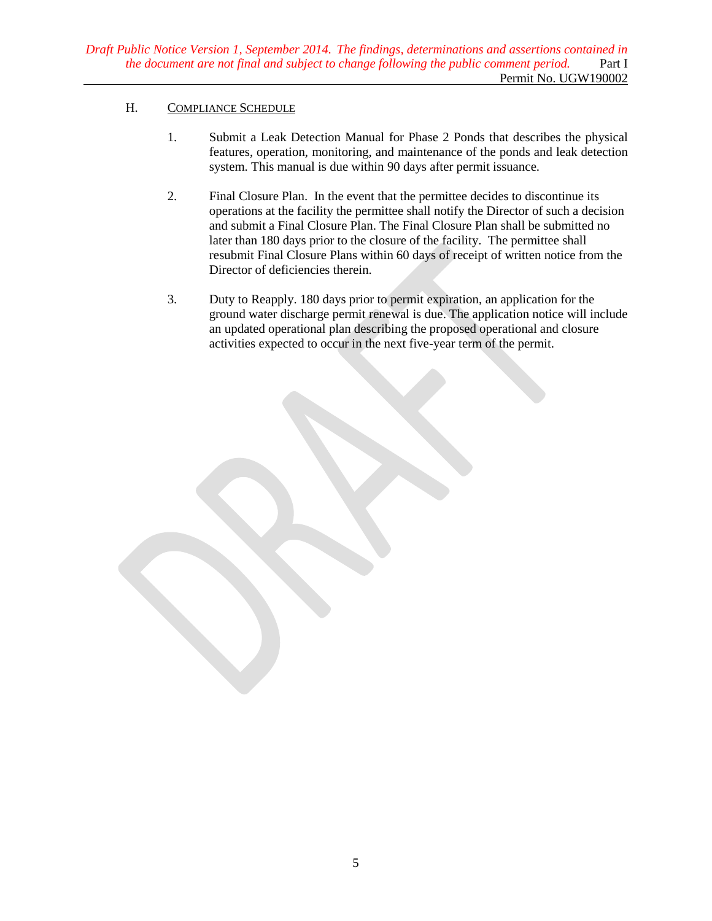H. Compliance Schedule

1. Submit a Leak Detection Manual for Phase 2 Ponds that describes the physical features, operation, monitoring, and maintenance of the ponds and leak detection system. This manual is due within 90 days after permit issuance.

2. Final Closure Plan. In the event that the permittee decides to discontinue its operations at the facility the permittee shall notify the Director of such a decision and submit a Final Closure Plan. The Final Closure Plan shall be submitted no later than 180 days prior to the closure of the facility. The permittee shall resubmit Final Closure Plans within 60 days of receipt of written notice from the Director of deficiencies therein.

3. Duty to Reapply. 180 days prior to permit expiration, an application for the ground water discharge permit renewal is due. The application notice will include an updated operational plan describing the proposed operational and closure activities expected to occur in the next five-year term of the permit.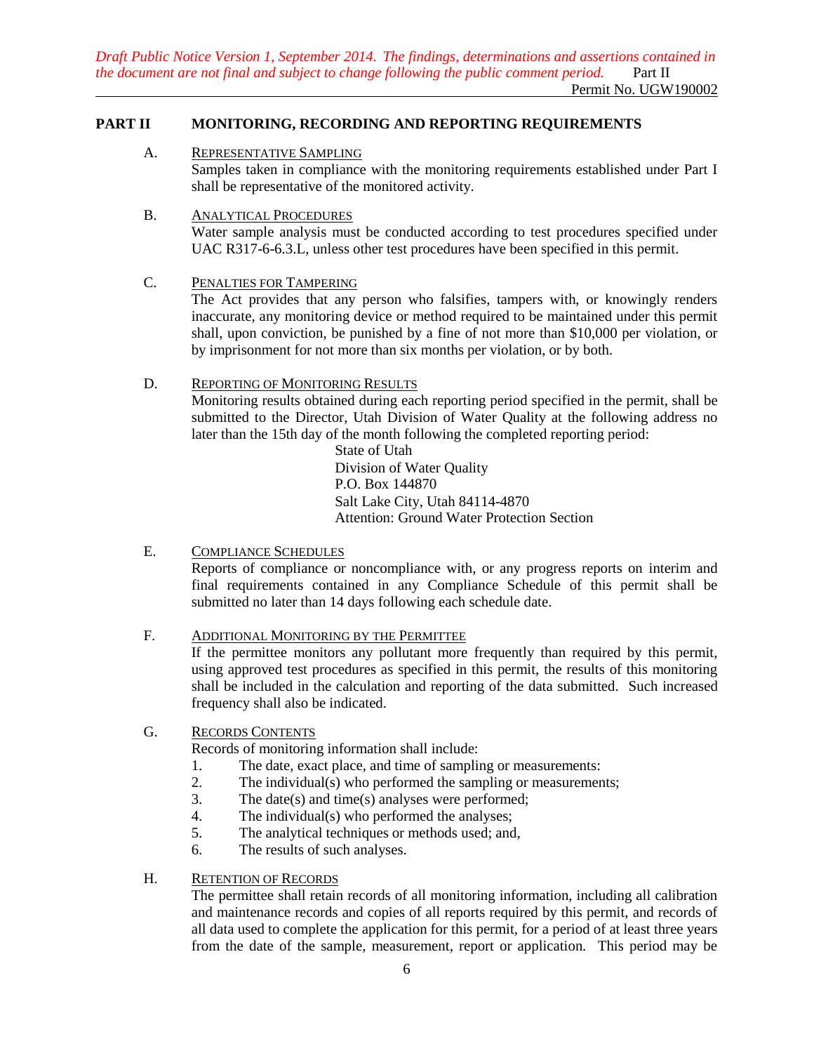## PART II MONITORING, RECORDING AND REPORTING REQUIREMENTS

A. REPRESENTATIVE SAMPLING

Samples taken in compliance with the monitoring requirements established under Part I shall be representative of the monitored activity.

B. ANALYTICAL PROCEDURES

Water sample analysis must be conducted according to test procedures specified under UAC R317-6-6.3.L, unless other test procedures have been specified in this permit.

C. PENALTIES FOR TAMPERING

The Act provides that any person who falsifies, tampers with, or knowingly renders inaccurate, any monitoring device or method required to be maintained under this permit shall, upon conviction, be punished by a fine of not more than $10,000 per violation, or by imprisonment for not more than six months per violation, or by both.

D. REPORTING OF MONITORING RESULTS

Monitoring results obtained during each reporting period specified in the permit, shall be submitted to the Director, Utah Division of Water Quality at the following address no later than the 15th day of the month following the completed reporting period:

State of Utah
Division of Water Quality
P.O. Box 144870
Salt Lake City, Utah 84114-4870
Attention: Ground Water Protection Section

E. COMPLIANCE SCHEDULES

Reports of compliance or noncompliance with, or any progress reports on interim and final requirements contained in any Compliance Schedule of this permit shall be submitted no later than 14 days following each schedule date.

F. ADDITIONAL MONITORING BY THE PERMITTEE

If the permittee monitors any pollutant more frequently than required by this permit, using approved test procedures as specified in this permit, the results of this monitoring shall be included in the calculation and reporting of the data submitted. Such increased frequency shall also be indicated.

G. RECORDS CONTENTS

Records of monitoring information shall include:

1. The date, exact place, and time of sampling or measurements:
2. The individual(s) who performed the sampling or measurements;
3. The date(s) and time(s) analyses were performed;
4. The individual(s) who performed the analyses;
5. The analytical techniques or methods used; and,
6. The results of such analyses.

H. RETENTION OF RECORDS

The permittee shall retain records of all monitoring information, including all calibration and maintenance records and copies of all reports required by this permit, and records of all data used to complete the application for this permit, for a period of at least three years from the date of the sample, measurement, report or application. This period may be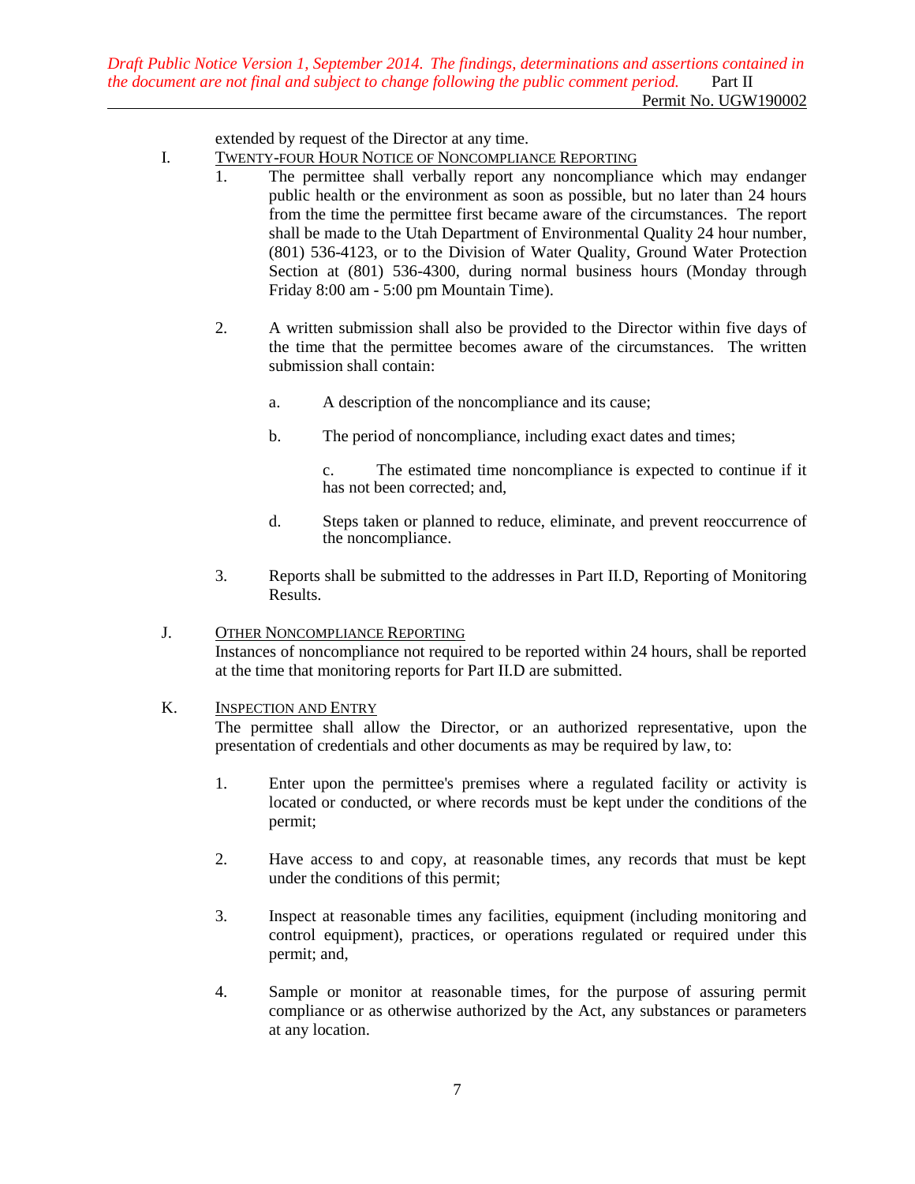extended by request of the Director at any time.

I. TWENTY-FOUR HOUR NOTICE OF NONCOMPLIANCE REPORTING

1. The permittee shall verbally report any noncompliance which may endanger public health or the environment as soon as possible, but no later than 24 hours from the time the permittee first became aware of the circumstances. The report shall be made to the Utah Department of Environmental Quality 24 hour number, (801) 536-4123, or to the Division of Water Quality, Ground Water Protection Section at (801) 536-4300, during normal business hours (Monday through Friday 8:00 am - 5:00 pm Mountain Time).

2. A written submission shall also be provided to the Director within five days of the time that the permittee becomes aware of the circumstances. The written submission shall contain:

   a. A description of the noncompliance and its cause;

   b. The period of noncompliance, including exact dates and times;

   c. The estimated time noncompliance is expected to continue if it has not been corrected; and,

   d. Steps taken or planned to reduce, eliminate, and prevent reoccurrence of the noncompliance.

3. Reports shall be submitted to the addresses in Part II.D, Reporting of Monitoring Results.

J. OTHER NONCOMPLIANCE REPORTING

Instances of noncompliance not required to be reported within 24 hours, shall be reported at the time that monitoring reports for Part II.D are submitted.

K. INSPECTION AND ENTRY

The permittee shall allow the Director, or an authorized representative, upon the presentation of credentials and other documents as may be required by law, to:

1. Enter upon the permittee's premises where a regulated facility or activity is located or conducted, or where records must be kept under the conditions of the permit;

2. Have access to and copy, at reasonable times, any records that must be kept under the conditions of this permit;

3. Inspect at reasonable times any facilities, equipment (including monitoring and control equipment), practices, or operations regulated or required under this permit; and,

4. Sample or monitor at reasonable times, for the purpose of assuring permit compliance or as otherwise authorized by the Act, any substances or parameters at any location.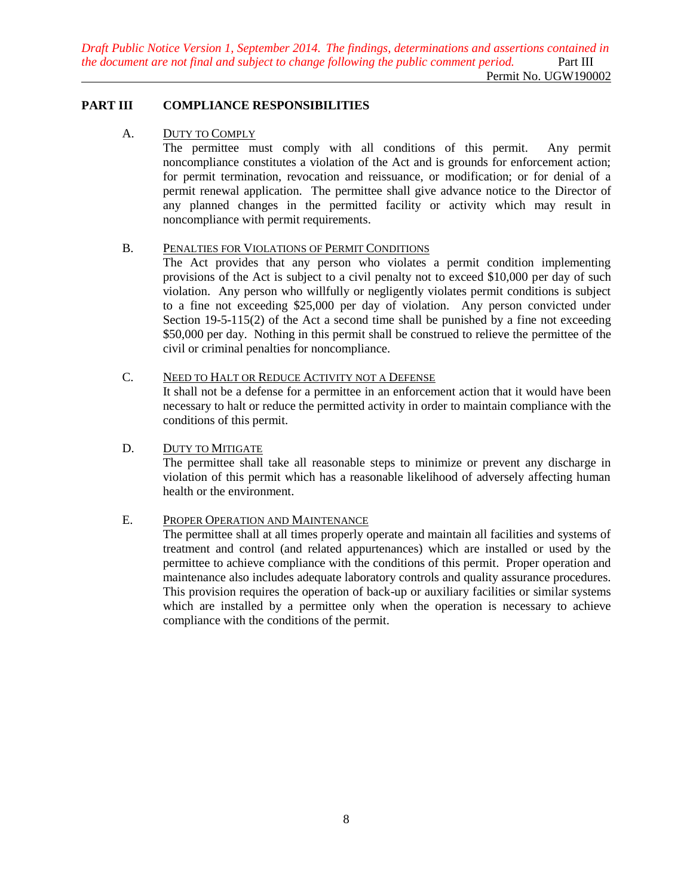## PART III COMPLIANCE RESPONSIBILITIES

A. DUTY TO COMPLY

The permittee must comply with all conditions of this permit. Any permit noncompliance constitutes a violation of the Act and is grounds for enforcement action; for permit termination, revocation and reissuance, or modification; or for denial of a permit renewal application. The permittee shall give advance notice to the Director of any planned changes in the permitted facility or activity which may result in noncompliance with permit requirements.

B. PENALTIES FOR VIOLATIONS OF PERMIT CONDITIONS

The Act provides that any person who violates a permit condition implementing provisions of the Act is subject to a civil penalty not to exceed $10,000 per day of such violation. Any person who willfully or negligently violates permit conditions is subject to a fine not exceeding $25,000 per day of violation. Any person convicted under Section 19-5-115(2) of the Act a second time shall be punished by a fine not exceeding $50,000 per day. Nothing in this permit shall be construed to relieve the permittee of the civil or criminal penalties for noncompliance.

C. NEED TO HALT OR REDUCE ACTIVITY NOT A DEFENSE

It shall not be a defense for a permittee in an enforcement action that it would have been necessary to halt or reduce the permitted activity in order to maintain compliance with the conditions of this permit.

D. DUTY TO MITIGATE

The permittee shall take all reasonable steps to minimize or prevent any discharge in violation of this permit which has a reasonable likelihood of adversely affecting human health or the environment.

E. PROPER OPERATION AND MAINTENANCE

The permittee shall at all times properly operate and maintain all facilities and systems of treatment and control (and related appurtenances) which are installed or used by the permittee to achieve compliance with the conditions of this permit. Proper operation and maintenance also includes adequate laboratory controls and quality assurance procedures. This provision requires the operation of back-up or auxiliary facilities or similar systems which are installed by a permittee only when the operation is necessary to achieve compliance with the conditions of the permit.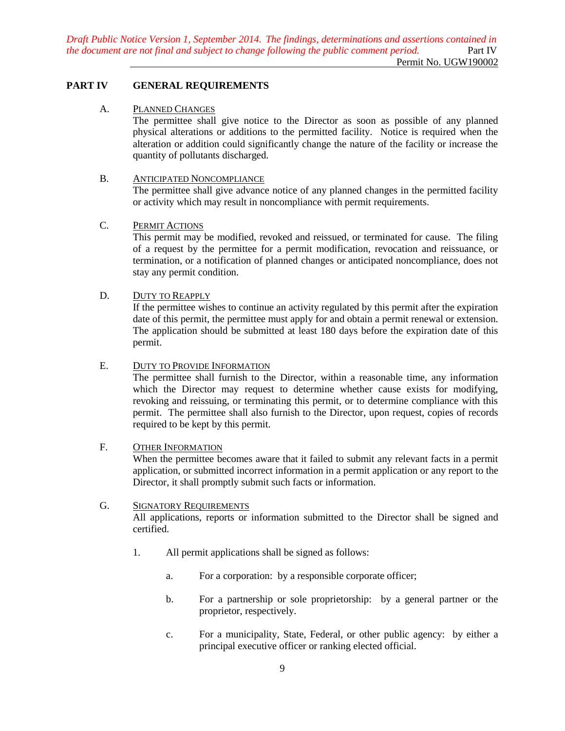## PART IV GENERAL REQUIREMENTS

A. PLANNED CHANGES

The permittee shall give notice to the Director as soon as possible of any planned physical alterations or additions to the permitted facility. Notice is required when the alteration or addition could significantly change the nature of the facility or increase the quantity of pollutants discharged.

B. ANTICIPATED NONCOMPLIANCE

The permittee shall give advance notice of any planned changes in the permitted facility or activity which may result in noncompliance with permit requirements.

C. PERMIT ACTIONS

This permit may be modified, revoked and reissued, or terminated for cause. The filing of a request by the permittee for a permit modification, revocation and reissuance, or termination, or a notification of planned changes or anticipated noncompliance, does not stay any permit condition.

D. DUTY TO REAPPLY

If the permittee wishes to continue an activity regulated by this permit after the expiration date of this permit, the permittee must apply for and obtain a permit renewal or extension. The application should be submitted at least 180 days before the expiration date of this permit.

E. DUTY TO PROVIDE INFORMATION

The permittee shall furnish to the Director, within a reasonable time, any information which the Director may request to determine whether cause exists for modifying, revoking and reissuing, or terminating this permit, or to determine compliance with this permit. The permittee shall also furnish to the Director, upon request, copies of records required to be kept by this permit.

F. OTHER INFORMATION

When the permittee becomes aware that it failed to submit any relevant facts in a permit application, or submitted incorrect information in a permit application or any report to the Director, it shall promptly submit such facts or information.

G. SIGNATORY REQUIREMENTS

All applications, reports or information submitted to the Director shall be signed and certified.

1. All permit applications shall be signed as follows:

   a. For a corporation: by a responsible corporate officer;

   b. For a partnership or sole proprietorship: by a general partner or the proprietor, respectively.

   c. For a municipality, State, Federal, or other public agency: by either a principal executive officer or ranking elected official.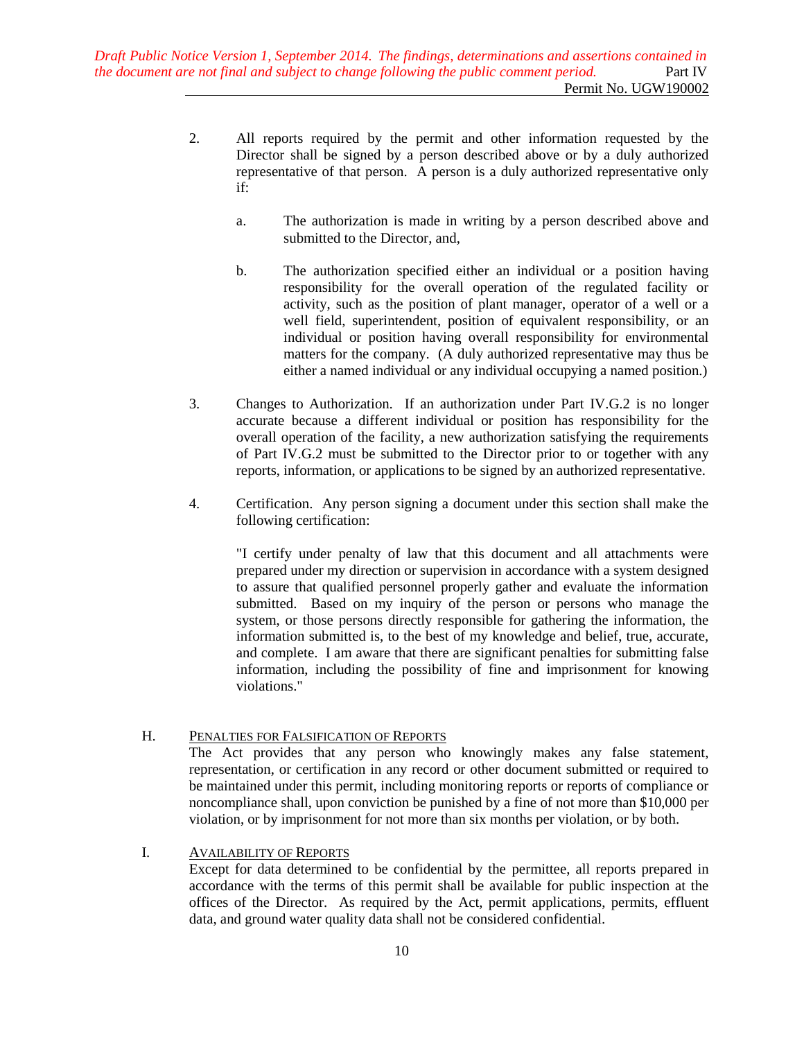2. All reports required by the permit and other information requested by the Director shall be signed by a person described above or by a duly authorized representative of that person. A person is a duly authorized representative only if:

   a. The authorization is made in writing by a person described above and submitted to the Director, and,

   b. The authorization specified either an individual or a position having responsibility for the overall operation of the regulated facility or activity, such as the position of plant manager, operator of a well or a well field, superintendent, position of equivalent responsibility, or an individual or position having overall responsibility for environmental matters for the company. (A duly authorized representative may thus be either a named individual or any individual occupying a named position.)

3. Changes to Authorization. If an authorization under Part IV.G.2 is no longer accurate because a different individual or position has responsibility for the overall operation of the facility, a new authorization satisfying the requirements of Part IV.G.2 must be submitted to the Director prior to or together with any reports, information, or applications to be signed by an authorized representative.

4. Certification. Any person signing a document under this section shall make the following certification:

   "I certify under penalty of law that this document and all attachments were prepared under my direction or supervision in accordance with a system designed to assure that qualified personnel properly gather and evaluate the information submitted. Based on my inquiry of the person or persons who manage the system, or those persons directly responsible for gathering the information, the information submitted is, to the best of my knowledge and belief, true, accurate, and complete. I am aware that there are significant penalties for submitting false information, including the possibility of fine and imprisonment for knowing violations."

## H. PENALTIES FOR FALSIFICATION OF REPORTS

The Act provides that any person who knowingly makes any false statement, representation, or certification in any record or other document submitted or required to be maintained under this permit, including monitoring reports or reports of compliance or noncompliance shall, upon conviction be punished by a fine of not more than $10,000 per violation, or by imprisonment for not more than six months per violation, or by both.

## I. AVAILABILITY OF REPORTS

Except for data determined to be confidential by the permittee, all reports prepared in accordance with the terms of this permit shall be available for public inspection at the offices of the Director. As required by the Act, permit applications, permits, effluent data, and ground water quality data shall not be considered confidential.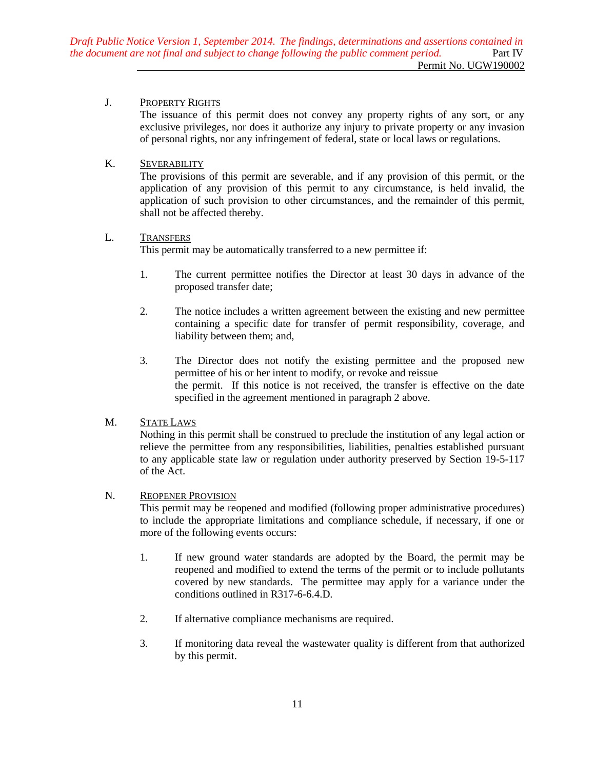J. PROPERTY RIGHTS

The issuance of this permit does not convey any property rights of any sort, or any exclusive privileges, nor does it authorize any injury to private property or any invasion of personal rights, nor any infringement of federal, state or local laws or regulations.

K. SEVERABILITY

The provisions of this permit are severable, and if any provision of this permit, or the application of any provision of this permit to any circumstance, is held invalid, the application of such provision to other circumstances, and the remainder of this permit, shall not be affected thereby.

L. TRANSFERS

This permit may be automatically transferred to a new permittee if:

1. The current permittee notifies the Director at least 30 days in advance of the proposed transfer date;

2. The notice includes a written agreement between the existing and new permittee containing a specific date for transfer of permit responsibility, coverage, and liability between them; and,

3. The Director does not notify the existing permittee and the proposed new permittee of his or her intent to modify, or revoke and reissue the permit. If this notice is not received, the transfer is effective on the date specified in the agreement mentioned in paragraph 2 above.

M. STATE LAWS

Nothing in this permit shall be construed to preclude the institution of any legal action or relieve the permittee from any responsibilities, liabilities, penalties established pursuant to any applicable state law or regulation under authority preserved by Section 19-5-117 of the Act.

N. REOPENER PROVISION

This permit may be reopened and modified (following proper administrative procedures) to include the appropriate limitations and compliance schedule, if necessary, if one or more of the following events occurs:

1. If new ground water standards are adopted by the Board, the permit may be reopened and modified to extend the terms of the permit or to include pollutants covered by new standards. The permittee may apply for a variance under the conditions outlined in R317-6-6.4.D.

2. If alternative compliance mechanisms are required.

3. If monitoring data reveal the wastewater quality is different from that authorized by this permit.